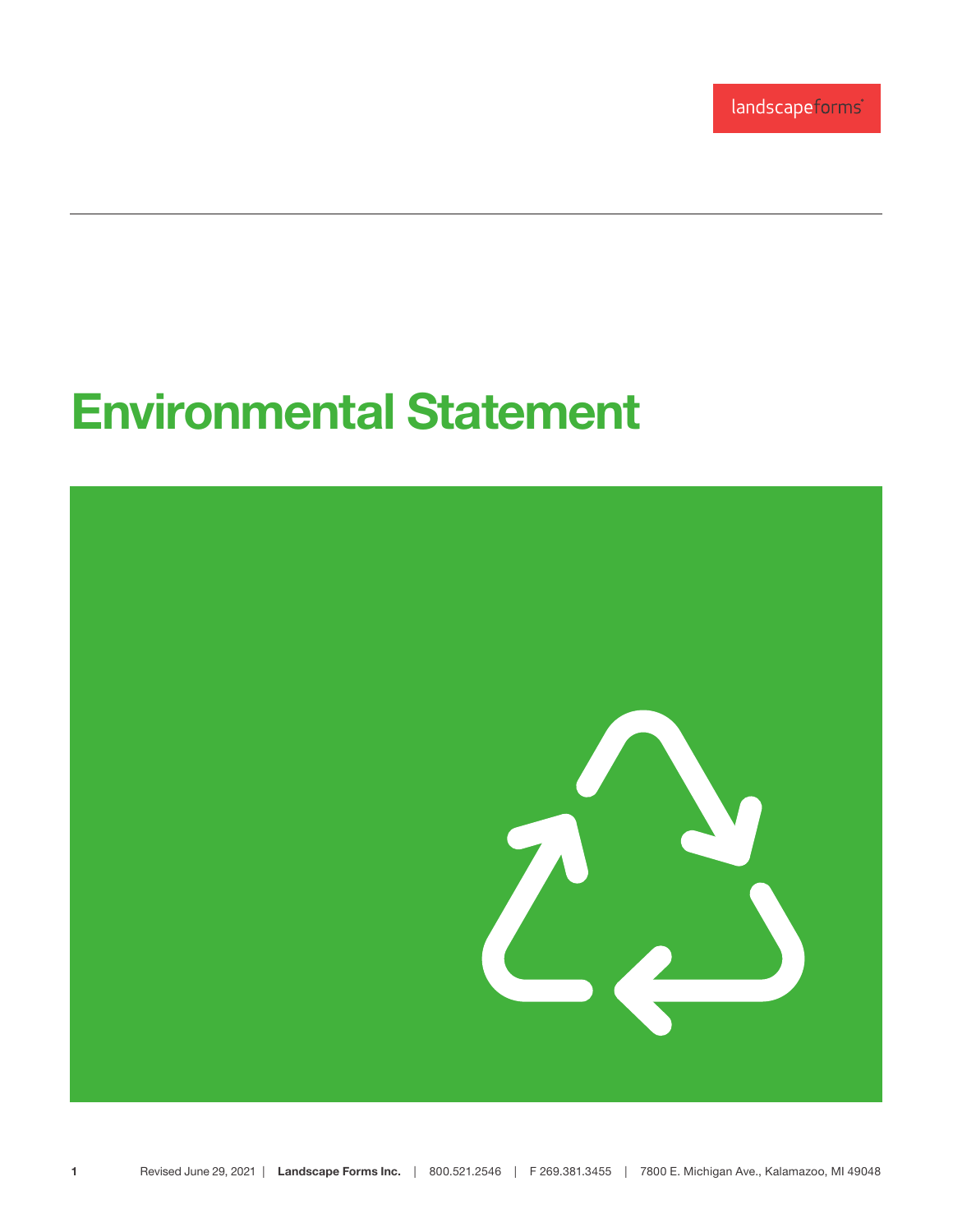landscapeforms

# Environmental Statement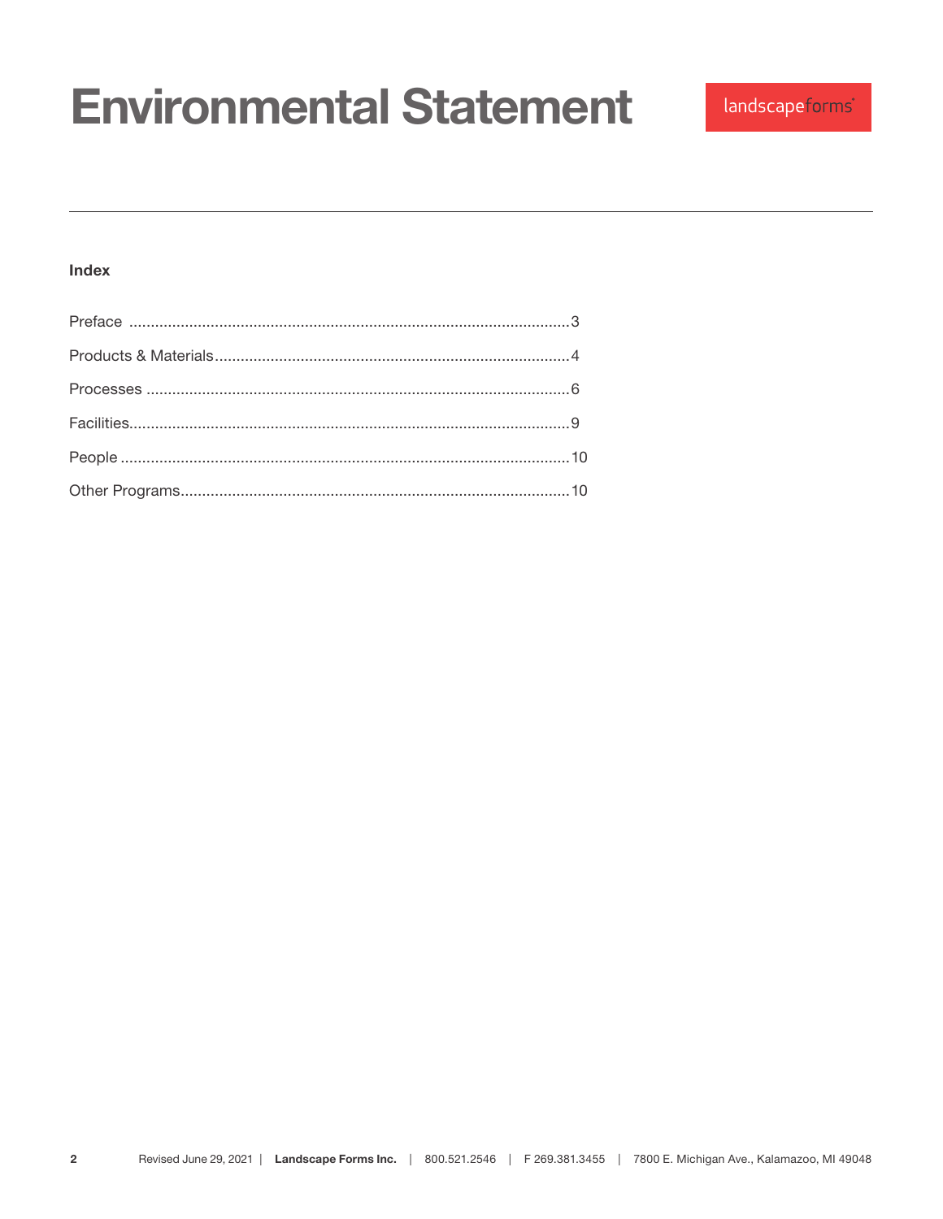# Environmental Statement

landscapeforms

## Index

| Section | Page |
|---|---|
| Preface | 3 |
| Products & Materials | 4 |
| Processes | 6 |
| Facilities | 9 |
| People | 10 |
| Other Programs | 10 |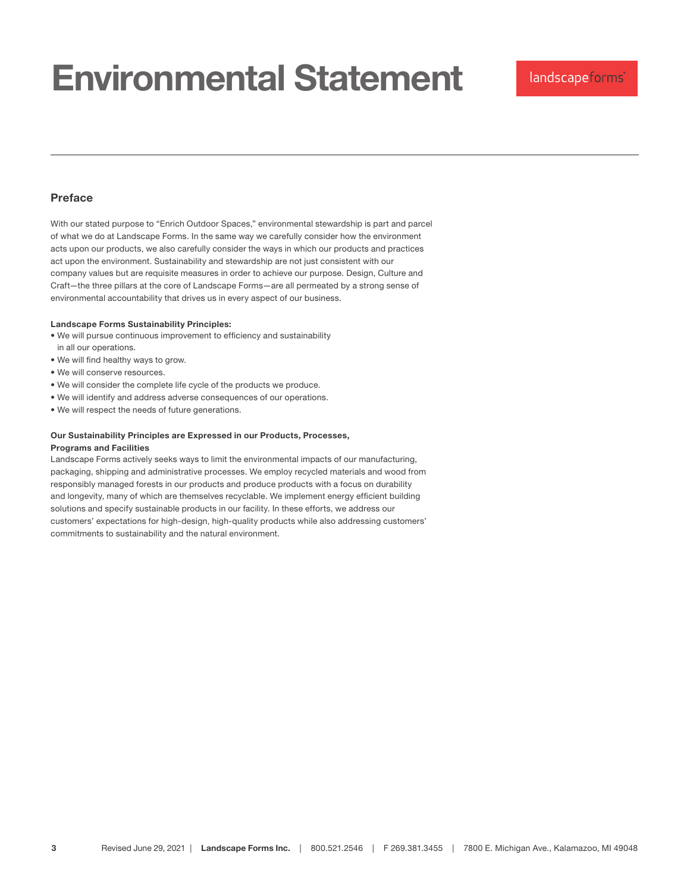# Environmental Statement

## Preface

With our stated purpose to "Enrich Outdoor Spaces," environmental stewardship is part and parcel of what we do at Landscape Forms. In the same way we carefully consider how the environment acts upon our products, we also carefully consider the ways in which our products and practices act upon the environment. Sustainability and stewardship are not just consistent with our company values but are requisite measures in order to achieve our purpose. Design, Culture and Craft—the three pillars at the core of Landscape Forms—are all permeated by a strong sense of environmental accountability that drives us in every aspect of our business.

**Landscape Forms Sustainability Principles:**

- We will pursue continuous improvement to efficiency and sustainability in all our operations.
- We will find healthy ways to grow.
- We will conserve resources.
- We will consider the complete life cycle of the products we produce.
- We will identify and address adverse consequences of our operations.
- We will respect the needs of future generations.

**Our Sustainability Principles are Expressed in our Products, Processes, Programs and Facilities**

Landscape Forms actively seeks ways to limit the environmental impacts of our manufacturing, packaging, shipping and administrative processes. We employ recycled materials and wood from responsibly managed forests in our products and produce products with a focus on durability and longevity, many of which are themselves recyclable. We implement energy efficient building solutions and specify sustainable products in our facility. In these efforts, we address our customers' expectations for high-design, high-quality products while also addressing customers' commitments to sustainability and the natural environment.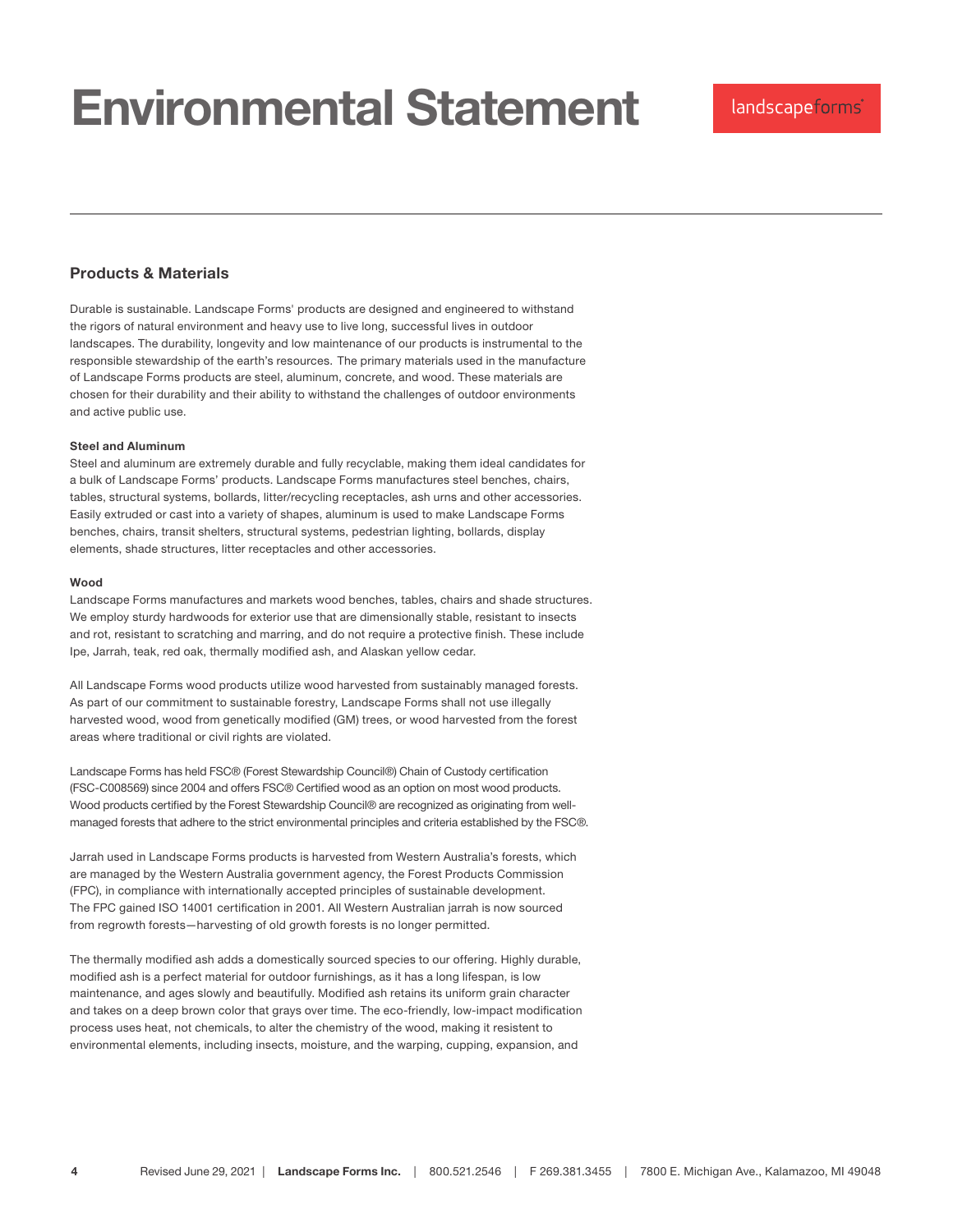# Environmental Statement

## Products & Materials

Durable is sustainable. Landscape Forms' products are designed and engineered to withstand the rigors of natural environment and heavy use to live long, successful lives in outdoor landscapes. The durability, longevity and low maintenance of our products is instrumental to the responsible stewardship of the earth's resources. The primary materials used in the manufacture of Landscape Forms products are steel, aluminum, concrete, and wood. These materials are chosen for their durability and their ability to withstand the challenges of outdoor environments and active public use.

**Steel and Aluminum**

Steel and aluminum are extremely durable and fully recyclable, making them ideal candidates for a bulk of Landscape Forms' products. Landscape Forms manufactures steel benches, chairs, tables, structural systems, bollards, litter/recycling receptacles, ash urns and other accessories. Easily extruded or cast into a variety of shapes, aluminum is used to make Landscape Forms benches, chairs, transit shelters, structural systems, pedestrian lighting, bollards, display elements, shade structures, litter receptacles and other accessories.

**Wood**

Landscape Forms manufactures and markets wood benches, tables, chairs and shade structures. We employ sturdy hardwoods for exterior use that are dimensionally stable, resistant to insects and rot, resistant to scratching and marring, and do not require a protective finish. These include Ipe, Jarrah, teak, red oak, thermally modified ash, and Alaskan yellow cedar.

All Landscape Forms wood products utilize wood harvested from sustainably managed forests. As part of our commitment to sustainable forestry, Landscape Forms shall not use illegally harvested wood, wood from genetically modified (GM) trees, or wood harvested from the forest areas where traditional or civil rights are violated.

Landscape Forms has held FSC® (Forest Stewardship Council®) Chain of Custody certification (FSC-C008569) since 2004 and offers FSC® Certified wood as an option on most wood products. Wood products certified by the Forest Stewardship Council® are recognized as originating from well-managed forests that adhere to the strict environmental principles and criteria established by the FSC®.

Jarrah used in Landscape Forms products is harvested from Western Australia's forests, which are managed by the Western Australia government agency, the Forest Products Commission (FPC), in compliance with internationally accepted principles of sustainable development. The FPC gained ISO 14001 certification in 2001. All Western Australian jarrah is now sourced from regrowth forests—harvesting of old growth forests is no longer permitted.

The thermally modified ash adds a domestically sourced species to our offering. Highly durable, modified ash is a perfect material for outdoor furnishings, as it has a long lifespan, is low maintenance, and ages slowly and beautifully. Modified ash retains its uniform grain character and takes on a deep brown color that grays over time. The eco-friendly, low-impact modification process uses heat, not chemicals, to alter the chemistry of the wood, making it resistent to environmental elements, including insects, moisture, and the warping, cupping, expansion, and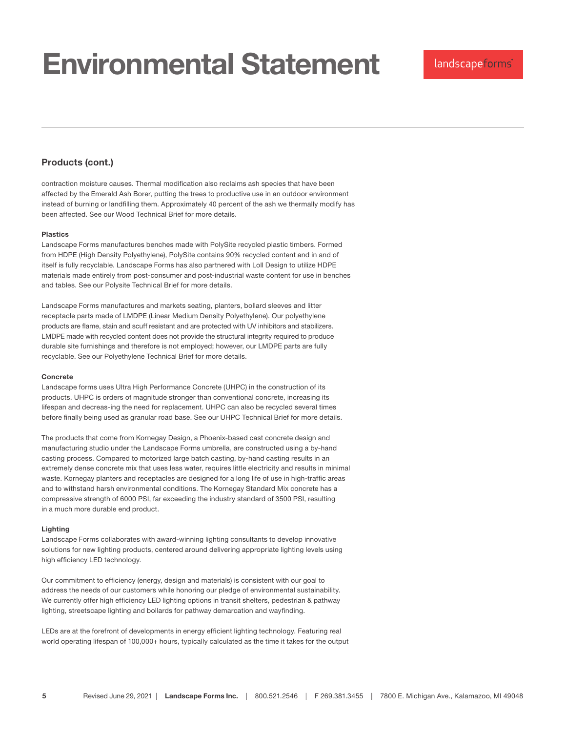# Environmental Statement

## Products (cont.)

contraction moisture causes. Thermal modification also reclaims ash species that have been affected by the Emerald Ash Borer, putting the trees to productive use in an outdoor environment instead of burning or landfilling them. Approximately 40 percent of the ash we thermally modify has been affected. See our Wood Technical Brief for more details.

**Plastics**

Landscape Forms manufactures benches made with PolySite recycled plastic timbers. Formed from HDPE (High Density Polyethylene), PolySite contains 90% recycled content and in and of itself is fully recyclable. Landscape Forms has also partnered with Loll Design to utilize HDPE materials made entirely from post-consumer and post-industrial waste content for use in benches and tables. See our Polysite Technical Brief for more details.

Landscape Forms manufactures and markets seating, planters, bollard sleeves and litter receptacle parts made of LMDPE (Linear Medium Density Polyethylene). Our polyethylene products are flame, stain and scuff resistant and are protected with UV inhibitors and stabilizers. LMDPE made with recycled content does not provide the structural integrity required to produce durable site furnishings and therefore is not employed; however, our LMDPE parts are fully recyclable. See our Polyethylene Technical Brief for more details.

**Concrete**

Landscape forms uses Ultra High Performance Concrete (UHPC) in the construction of its products. UHPC is orders of magnitude stronger than conventional concrete, increasing its lifespan and decreas-ing the need for replacement. UHPC can also be recycled several times before finally being used as granular road base. See our UHPC Technical Brief for more details.

The products that come from Kornegay Design, a Phoenix-based cast concrete design and manufacturing studio under the Landscape Forms umbrella, are constructed using a by-hand casting process. Compared to motorized large batch casting, by-hand casting results in an extremely dense concrete mix that uses less water, requires little electricity and results in minimal waste. Kornegay planters and receptacles are designed for a long life of use in high-traffic areas and to withstand harsh environmental conditions. The Kornegay Standard Mix concrete has a compressive strength of 6000 PSI, far exceeding the industry standard of 3500 PSI, resulting in a much more durable end product.

**Lighting**

Landscape Forms collaborates with award-winning lighting consultants to develop innovative solutions for new lighting products, centered around delivering appropriate lighting levels using high efficiency LED technology.

Our commitment to efficiency (energy, design and materials) is consistent with our goal to address the needs of our customers while honoring our pledge of environmental sustainability. We currently offer high efficiency LED lighting options in transit shelters, pedestrian & pathway lighting, streetscape lighting and bollards for pathway demarcation and wayfinding.

LEDs are at the forefront of developments in energy efficient lighting technology. Featuring real world operating lifespan of 100,000+ hours, typically calculated as the time it takes for the output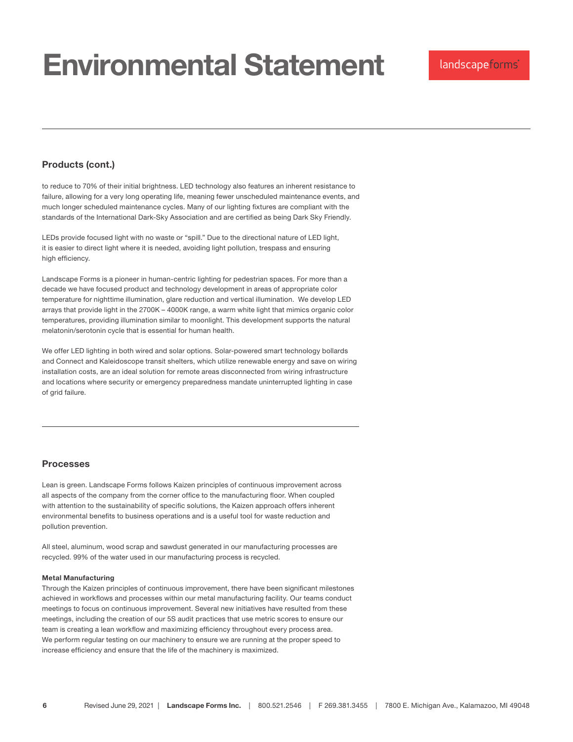# Environmental Statement

## Products (cont.)

to reduce to 70% of their initial brightness. LED technology also features an inherent resistance to failure, allowing for a very long operating life, meaning fewer unscheduled maintenance events, and much longer scheduled maintenance cycles. Many of our lighting fixtures are compliant with the standards of the International Dark-Sky Association and are certified as being Dark Sky Friendly.

LEDs provide focused light with no waste or "spill." Due to the directional nature of LED light, it is easier to direct light where it is needed, avoiding light pollution, trespass and ensuring high efficiency.

Landscape Forms is a pioneer in human-centric lighting for pedestrian spaces. For more than a decade we have focused product and technology development in areas of appropriate color temperature for nighttime illumination, glare reduction and vertical illumination. We develop LED arrays that provide light in the 2700K – 4000K range, a warm white light that mimics organic color temperatures, providing illumination similar to moonlight. This development supports the natural melatonin/serotonin cycle that is essential for human health.

We offer LED lighting in both wired and solar options. Solar-powered smart technology bollards and Connect and Kaleidoscope transit shelters, which utilize renewable energy and save on wiring installation costs, are an ideal solution for remote areas disconnected from wiring infrastructure and locations where security or emergency preparedness mandate uninterrupted lighting in case of grid failure.

## Processes

Lean is green. Landscape Forms follows Kaizen principles of continuous improvement across all aspects of the company from the corner office to the manufacturing floor. When coupled with attention to the sustainability of specific solutions, the Kaizen approach offers inherent environmental benefits to business operations and is a useful tool for waste reduction and pollution prevention.

All steel, aluminum, wood scrap and sawdust generated in our manufacturing processes are recycled. 99% of the water used in our manufacturing process is recycled.

### Metal Manufacturing

Through the Kaizen principles of continuous improvement, there have been significant milestones achieved in workflows and processes within our metal manufacturing facility. Our teams conduct meetings to focus on continuous improvement. Several new initiatives have resulted from these meetings, including the creation of our 5S audit practices that use metric scores to ensure our team is creating a lean workflow and maximizing efficiency throughout every process area. We perform regular testing on our machinery to ensure we are running at the proper speed to increase efficiency and ensure that the life of the machinery is maximized.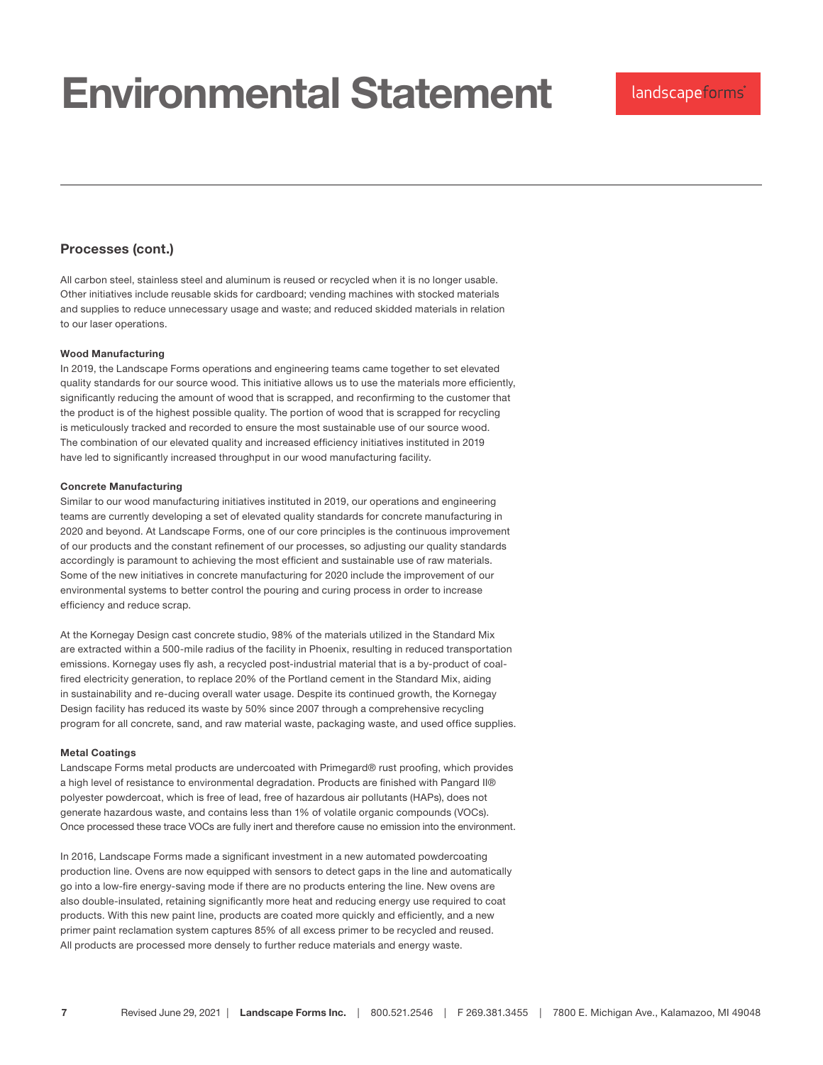# Environmental Statement

## Processes (cont.)

All carbon steel, stainless steel and aluminum is reused or recycled when it is no longer usable. Other initiatives include reusable skids for cardboard; vending machines with stocked materials and supplies to reduce unnecessary usage and waste; and reduced skidded materials in relation to our laser operations.

**Wood Manufacturing**

In 2019, the Landscape Forms operations and engineering teams came together to set elevated quality standards for our source wood. This initiative allows us to use the materials more efficiently, significantly reducing the amount of wood that is scrapped, and reconfirming to the customer that the product is of the highest possible quality. The portion of wood that is scrapped for recycling is meticulously tracked and recorded to ensure the most sustainable use of our source wood. The combination of our elevated quality and increased efficiency initiatives instituted in 2019 have led to significantly increased throughput in our wood manufacturing facility.

**Concrete Manufacturing**

Similar to our wood manufacturing initiatives instituted in 2019, our operations and engineering teams are currently developing a set of elevated quality standards for concrete manufacturing in 2020 and beyond. At Landscape Forms, one of our core principles is the continuous improvement of our products and the constant refinement of our processes, so adjusting our quality standards accordingly is paramount to achieving the most efficient and sustainable use of raw materials. Some of the new initiatives in concrete manufacturing for 2020 include the improvement of our environmental systems to better control the pouring and curing process in order to increase efficiency and reduce scrap.

At the Kornegay Design cast concrete studio, 98% of the materials utilized in the Standard Mix are extracted within a 500-mile radius of the facility in Phoenix, resulting in reduced transportation emissions. Kornegay uses fly ash, a recycled post-industrial material that is a by-product of coal-fired electricity generation, to replace 20% of the Portland cement in the Standard Mix, aiding in sustainability and re-ducing overall water usage. Despite its continued growth, the Kornegay Design facility has reduced its waste by 50% since 2007 through a comprehensive recycling program for all concrete, sand, and raw material waste, packaging waste, and used office supplies.

**Metal Coatings**

Landscape Forms metal products are undercoated with Primegard® rust proofing, which provides a high level of resistance to environmental degradation. Products are finished with Pangard II® polyester powdercoat, which is free of lead, free of hazardous air pollutants (HAPs), does not generate hazardous waste, and contains less than 1% of volatile organic compounds (VOCs). Once processed these trace VOCs are fully inert and therefore cause no emission into the environment.

In 2016, Landscape Forms made a significant investment in a new automated powdercoating production line. Ovens are now equipped with sensors to detect gaps in the line and automatically go into a low-fire energy-saving mode if there are no products entering the line. New ovens are also double-insulated, retaining significantly more heat and reducing energy use required to coat products. With this new paint line, products are coated more quickly and efficiently, and a new primer paint reclamation system captures 85% of all excess primer to be recycled and reused. All products are processed more densely to further reduce materials and energy waste.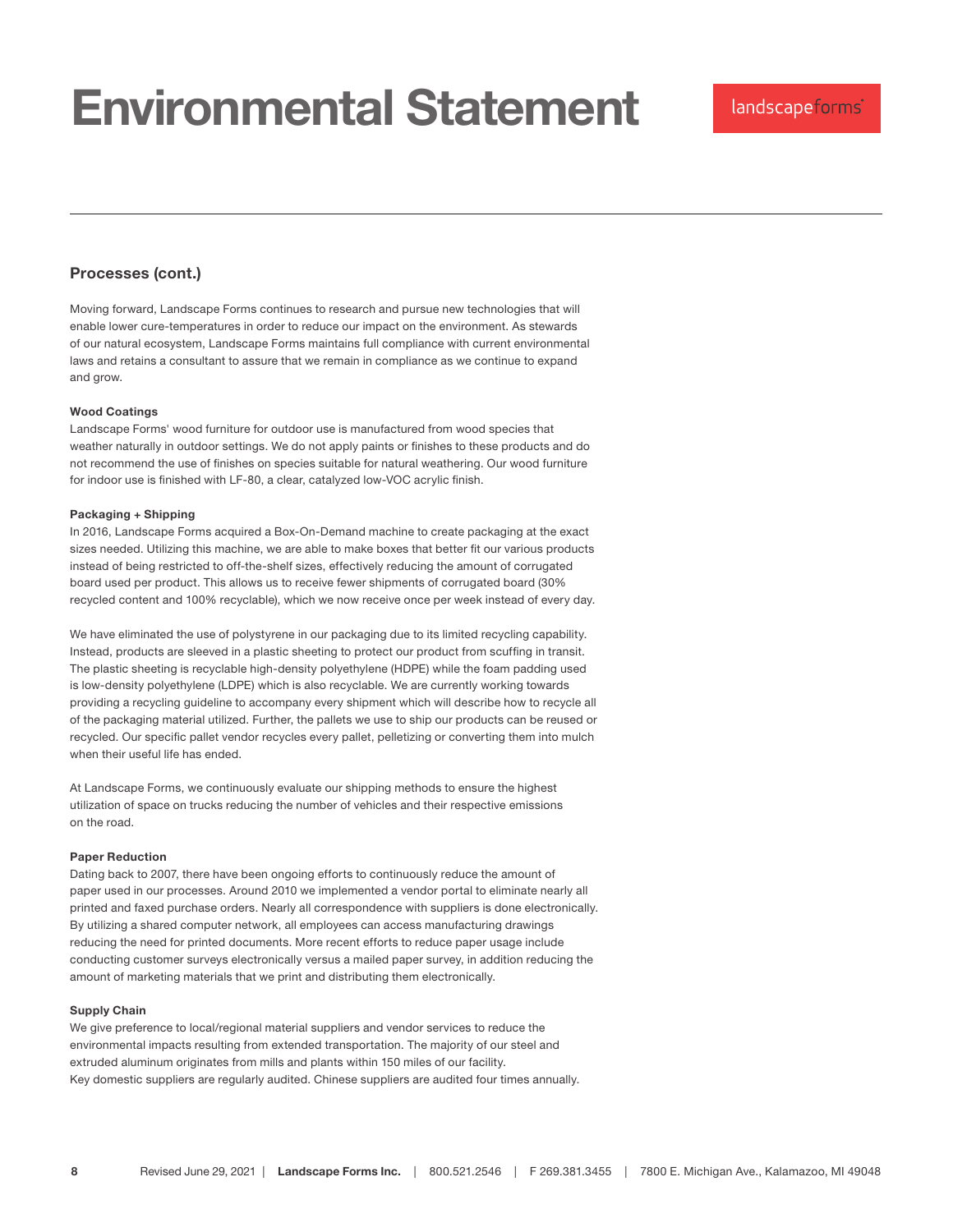# Environmental Statement

## Processes (cont.)

Moving forward, Landscape Forms continues to research and pursue new technologies that will enable lower cure-temperatures in order to reduce our impact on the environment. As stewards of our natural ecosystem, Landscape Forms maintains full compliance with current environmental laws and retains a consultant to assure that we remain in compliance as we continue to expand and grow.

**Wood Coatings**

Landscape Forms' wood furniture for outdoor use is manufactured from wood species that weather naturally in outdoor settings. We do not apply paints or finishes to these products and do not recommend the use of finishes on species suitable for natural weathering. Our wood furniture for indoor use is finished with LF-80, a clear, catalyzed low-VOC acrylic finish.

**Packaging + Shipping**

In 2016, Landscape Forms acquired a Box-On-Demand machine to create packaging at the exact sizes needed. Utilizing this machine, we are able to make boxes that better fit our various products instead of being restricted to off-the-shelf sizes, effectively reducing the amount of corrugated board used per product. This allows us to receive fewer shipments of corrugated board (30% recycled content and 100% recyclable), which we now receive once per week instead of every day.

We have eliminated the use of polystyrene in our packaging due to its limited recycling capability. Instead, products are sleeved in a plastic sheeting to protect our product from scuffing in transit. The plastic sheeting is recyclable high-density polyethylene (HDPE) while the foam padding used is low-density polyethylene (LDPE) which is also recyclable. We are currently working towards providing a recycling guideline to accompany every shipment which will describe how to recycle all of the packaging material utilized. Further, the pallets we use to ship our products can be reused or recycled. Our specific pallet vendor recycles every pallet, pelletizing or converting them into mulch when their useful life has ended.

At Landscape Forms, we continuously evaluate our shipping methods to ensure the highest utilization of space on trucks reducing the number of vehicles and their respective emissions on the road.

**Paper Reduction**

Dating back to 2007, there have been ongoing efforts to continuously reduce the amount of paper used in our processes. Around 2010 we implemented a vendor portal to eliminate nearly all printed and faxed purchase orders. Nearly all correspondence with suppliers is done electronically. By utilizing a shared computer network, all employees can access manufacturing drawings reducing the need for printed documents. More recent efforts to reduce paper usage include conducting customer surveys electronically versus a mailed paper survey, in addition reducing the amount of marketing materials that we print and distributing them electronically.

**Supply Chain**

We give preference to local/regional material suppliers and vendor services to reduce the environmental impacts resulting from extended transportation. The majority of our steel and extruded aluminum originates from mills and plants within 150 miles of our facility.
Key domestic suppliers are regularly audited. Chinese suppliers are audited four times annually.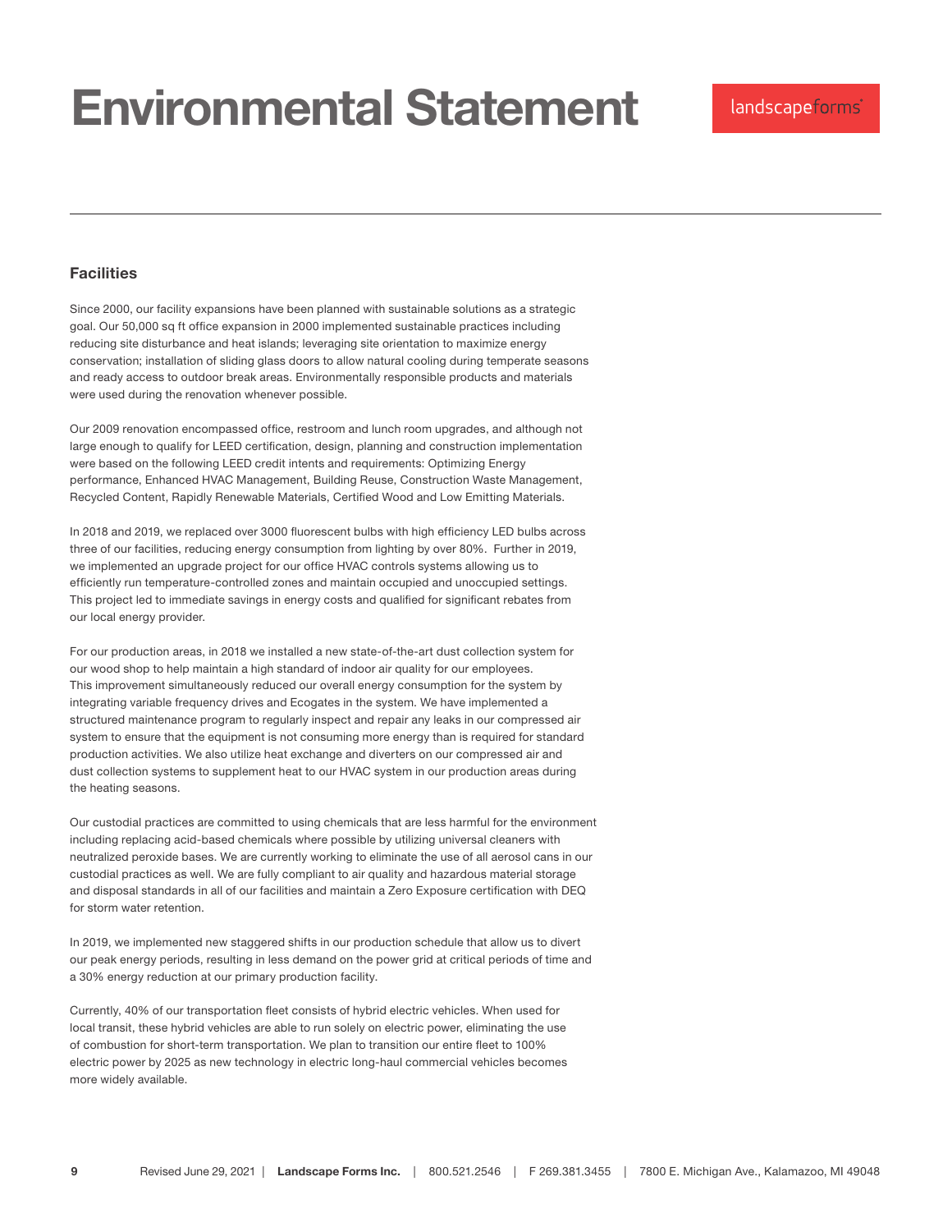# Environmental Statement

## Facilities

Since 2000, our facility expansions have been planned with sustainable solutions as a strategic goal. Our 50,000 sq ft office expansion in 2000 implemented sustainable practices including reducing site disturbance and heat islands; leveraging site orientation to maximize energy conservation; installation of sliding glass doors to allow natural cooling during temperate seasons and ready access to outdoor break areas. Environmentally responsible products and materials were used during the renovation whenever possible.

Our 2009 renovation encompassed office, restroom and lunch room upgrades, and although not large enough to qualify for LEED certification, design, planning and construction implementation were based on the following LEED credit intents and requirements: Optimizing Energy performance, Enhanced HVAC Management, Building Reuse, Construction Waste Management, Recycled Content, Rapidly Renewable Materials, Certified Wood and Low Emitting Materials.

In 2018 and 2019, we replaced over 3000 fluorescent bulbs with high efficiency LED bulbs across three of our facilities, reducing energy consumption from lighting by over 80%. Further in 2019, we implemented an upgrade project for our office HVAC controls systems allowing us to efficiently run temperature-controlled zones and maintain occupied and unoccupied settings. This project led to immediate savings in energy costs and qualified for significant rebates from our local energy provider.

For our production areas, in 2018 we installed a new state-of-the-art dust collection system for our wood shop to help maintain a high standard of indoor air quality for our employees. This improvement simultaneously reduced our overall energy consumption for the system by integrating variable frequency drives and Ecogates in the system. We have implemented a structured maintenance program to regularly inspect and repair any leaks in our compressed air system to ensure that the equipment is not consuming more energy than is required for standard production activities. We also utilize heat exchange and diverters on our compressed air and dust collection systems to supplement heat to our HVAC system in our production areas during the heating seasons.

Our custodial practices are committed to using chemicals that are less harmful for the environment including replacing acid-based chemicals where possible by utilizing universal cleaners with neutralized peroxide bases. We are currently working to eliminate the use of all aerosol cans in our custodial practices as well. We are fully compliant to air quality and hazardous material storage and disposal standards in all of our facilities and maintain a Zero Exposure certification with DEQ for storm water retention.

In 2019, we implemented new staggered shifts in our production schedule that allow us to divert our peak energy periods, resulting in less demand on the power grid at critical periods of time and a 30% energy reduction at our primary production facility.

Currently, 40% of our transportation fleet consists of hybrid electric vehicles. When used for local transit, these hybrid vehicles are able to run solely on electric power, eliminating the use of combustion for short-term transportation. We plan to transition our entire fleet to 100% electric power by 2025 as new technology in electric long-haul commercial vehicles becomes more widely available.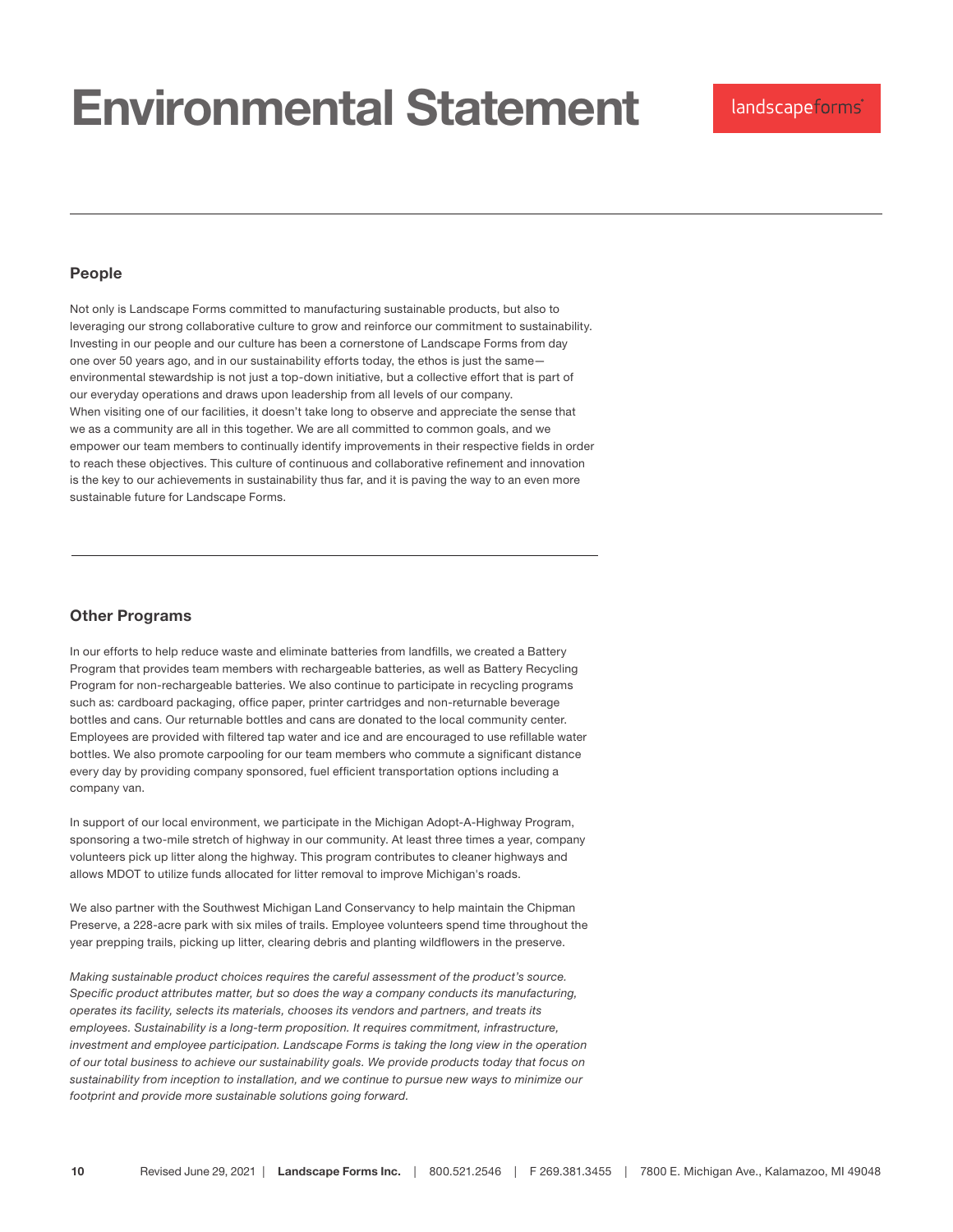# Environmental Statement

landscapeforms®

## People

Not only is Landscape Forms committed to manufacturing sustainable products, but also to leveraging our strong collaborative culture to grow and reinforce our commitment to sustainability. Investing in our people and our culture has been a cornerstone of Landscape Forms from day one over 50 years ago, and in our sustainability efforts today, the ethos is just the same—environmental stewardship is not just a top-down initiative, but a collective effort that is part of our everyday operations and draws upon leadership from all levels of our company. When visiting one of our facilities, it doesn't take long to observe and appreciate the sense that we as a community are all in this together. We are all committed to common goals, and we empower our team members to continually identify improvements in their respective fields in order to reach these objectives. This culture of continuous and collaborative refinement and innovation is the key to our achievements in sustainability thus far, and it is paving the way to an even more sustainable future for Landscape Forms.

## Other Programs

In our efforts to help reduce waste and eliminate batteries from landfills, we created a Battery Program that provides team members with rechargeable batteries, as well as Battery Recycling Program for non-rechargeable batteries. We also continue to participate in recycling programs such as: cardboard packaging, office paper, printer cartridges and non-returnable beverage bottles and cans. Our returnable bottles and cans are donated to the local community center. Employees are provided with filtered tap water and ice and are encouraged to use refillable water bottles. We also promote carpooling for our team members who commute a significant distance every day by providing company sponsored, fuel efficient transportation options including a company van.

In support of our local environment, we participate in the Michigan Adopt-A-Highway Program, sponsoring a two-mile stretch of highway in our community. At least three times a year, company volunteers pick up litter along the highway. This program contributes to cleaner highways and allows MDOT to utilize funds allocated for litter removal to improve Michigan's roads.

We also partner with the Southwest Michigan Land Conservancy to help maintain the Chipman Preserve, a 228-acre park with six miles of trails. Employee volunteers spend time throughout the year prepping trails, picking up litter, clearing debris and planting wildflowers in the preserve.

*Making sustainable product choices requires the careful assessment of the product's source. Specific product attributes matter, but so does the way a company conducts its manufacturing, operates its facility, selects its materials, chooses its vendors and partners, and treats its employees. Sustainability is a long-term proposition. It requires commitment, infrastructure, investment and employee participation. Landscape Forms is taking the long view in the operation of our total business to achieve our sustainability goals. We provide products today that focus on sustainability from inception to installation, and we continue to pursue new ways to minimize our footprint and provide more sustainable solutions going forward.*